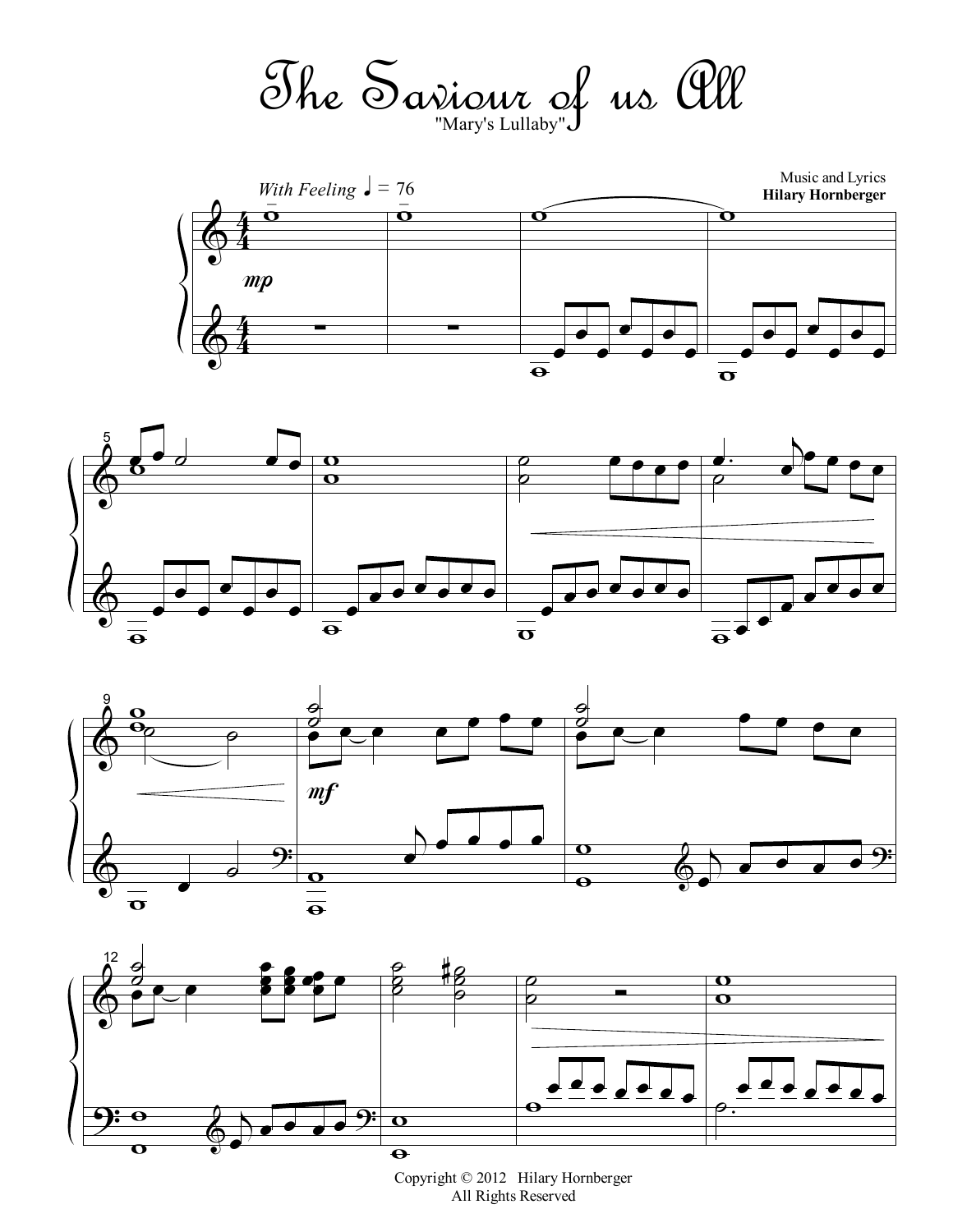# The Saviour of us All

"Mary's Lullaby"

Music and Lyrics
**Hilary Hornberger**

*With Feeling* ♩ = 76

Copyright © 2012 Hilary Hornberger
All Rights Reserved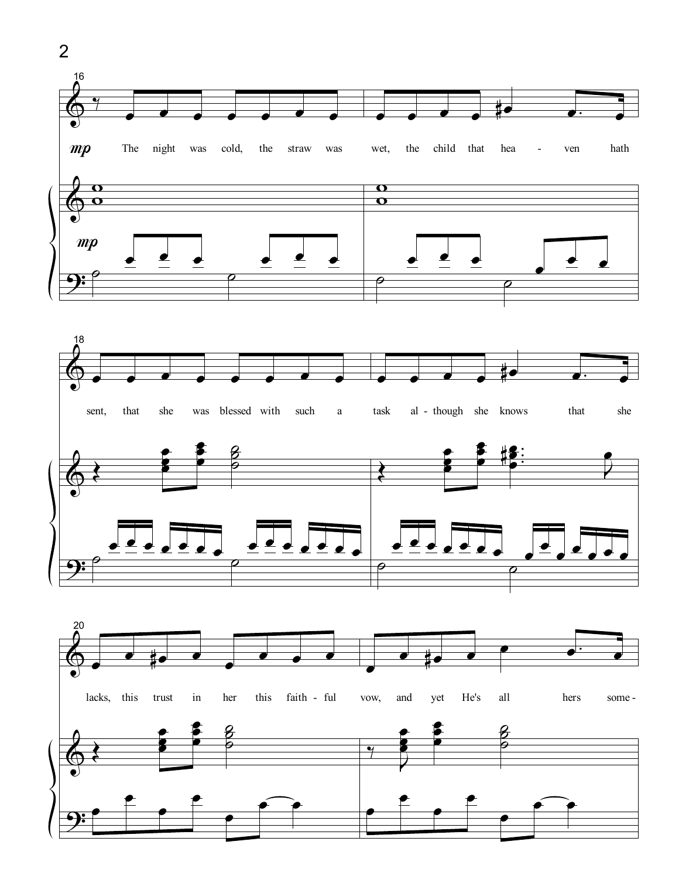16

*mp* The night was cold, the straw was wet, the child that hea - ven hath

*mp*

18

sent, that she was blessed with such a task al - though she knows that she

20

lacks, this trust in her this faith - ful vow, and yet He's all hers some -